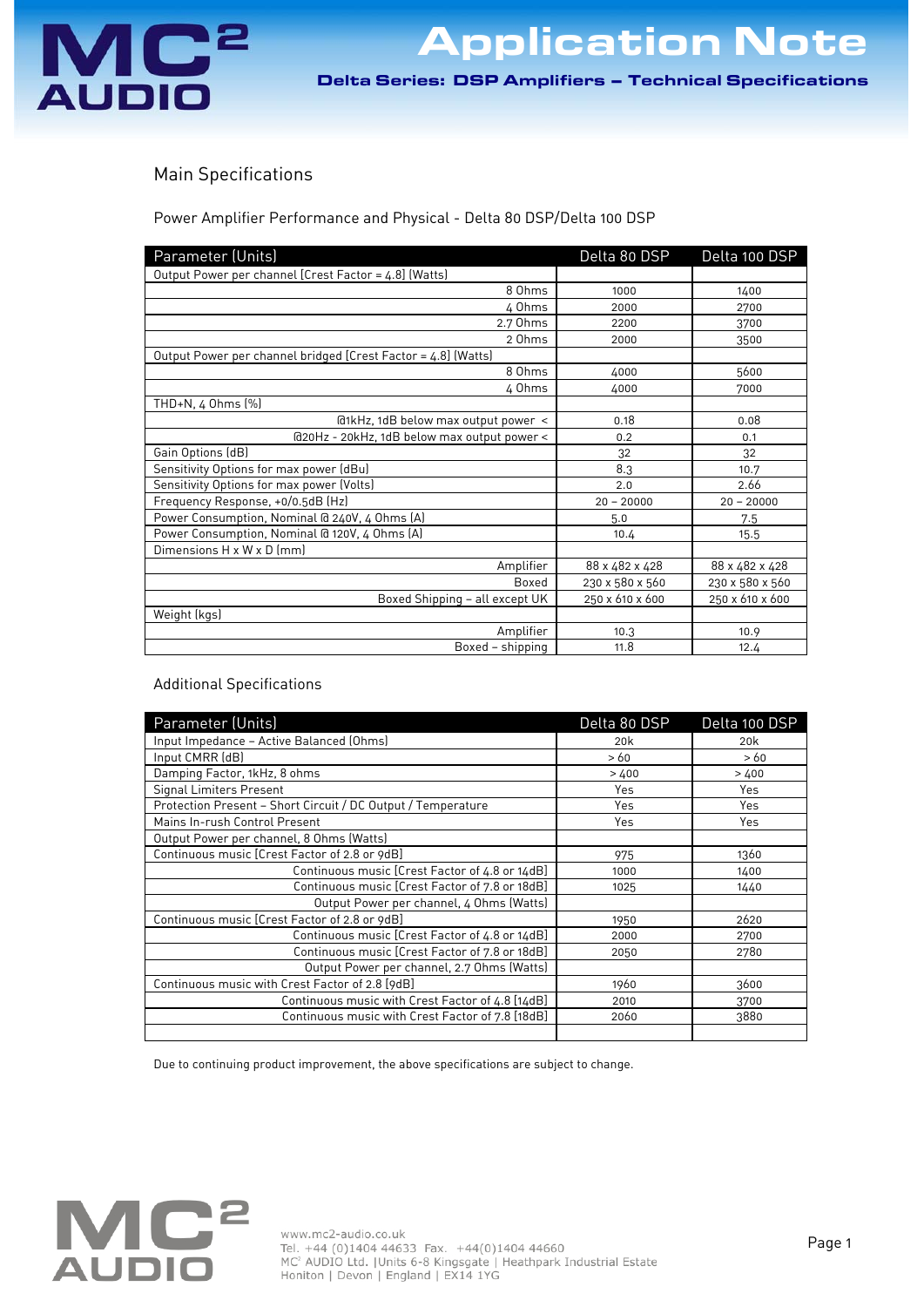# Application Note

## Delta Series: DSP Amplifiers – Technical Specifications

### Main Specifications

Power Amplifier Performance and Physical - Delta 80 DSP/Delta 100 DSP

| Parameter (Units) | Delta 80 DSP | Delta 100 DSP |
|---|---|---|
| Output Power per channel (Crest Factor = 4.8) (Watts) | | |
| 8 Ohms | 1000 | 1400 |
| 4 Ohms | 2000 | 2700 |
| 2.7 Ohms | 2200 | 3700 |
| 2 Ohms | 2000 | 3500 |
| Output Power per channel bridged (Crest Factor = 4.8) (Watts) | | |
| 8 Ohms | 4000 | 5600 |
| 4 Ohms | 4000 | 7000 |
| THD+N, 4 Ohms (%) | | |
| @1kHz, 1dB below max output power < | 0.18 | 0.08 |
| @20Hz - 20kHz, 1dB below max output power < | 0.2 | 0.1 |
| Gain Options (dB) | 32 | 32 |
| Sensitivity Options for max power (dBu) | 8.3 | 10.7 |
| Sensitivity Options for max power (Volts) | 2.0 | 2.66 |
| Frequency Response, +0/0.5dB (Hz) | 20 – 20000 | 20 – 20000 |
| Power Consumption, Nominal @ 240V, 4 Ohms (A) | 5.0 | 7.5 |
| Power Consumption, Nominal @ 120V, 4 Ohms (A) | 10.4 | 15.5 |
| Dimensions H x W x D (mm) | | |
| Amplifier | 88 x 482 x 428 | 88 x 482 x 428 |
| Boxed | 230 x 580 x 560 | 230 x 580 x 560 |
| Boxed Shipping – all except UK | 250 x 610 x 600 | 250 x 610 x 600 |
| Weight (kgs) | | |
| Amplifier | 10.3 | 10.9 |
| Boxed – shipping | 11.8 | 12.4 |

### Additional Specifications

| Parameter (Units) | Delta 80 DSP | Delta 100 DSP |
|---|---|---|
| Input Impedance – Active Balanced (Ohms) | 20k | 20k |
| Input CMRR (dB) | > 60 | > 60 |
| Damping Factor, 1kHz, 8 ohms | > 400 | > 400 |
| Signal Limiters Present | Yes | Yes |
| Protection Present – Short Circuit / DC Output / Temperature | Yes | Yes |
| Mains In-rush Control Present | Yes | Yes |
| Output Power per channel, 8 Ohms (Watts) | | |
| Continuous music (Crest Factor of 2.8 or 9dB) | 975 | 1360 |
| Continuous music (Crest Factor of 4.8 or 14dB) | 1000 | 1400 |
| Continuous music (Crest Factor of 7.8 or 18dB) | 1025 | 1440 |
| Output Power per channel, 4 Ohms (Watts) | | |
| Continuous music (Crest Factor of 2.8 or 9dB) | 1950 | 2620 |
| Continuous music (Crest Factor of 4.8 or 14dB) | 2000 | 2700 |
| Continuous music (Crest Factor of 7.8 or 18dB) | 2050 | 2780 |
| Output Power per channel, 2.7 Ohms (Watts) | | |
| Continuous music with Crest Factor of 2.8 (9dB) | 1960 | 3600 |
| Continuous music with Crest Factor of 4.8 (14dB) | 2010 | 3700 |
| Continuous music with Crest Factor of 7.8 (18dB) | 2060 | 3880 |
| | | |

Due to continuing product improvement, the above specifications are subject to change.

www.mc2-audio.co.uk
Tel. +44 (0)1404 44633 Fax. +44(0)1404 44660
MC² AUDIO Ltd. |Units 6-8 Kingsgate | Heathpark Industrial Estate
Honiton | Devon | England | EX14 1YG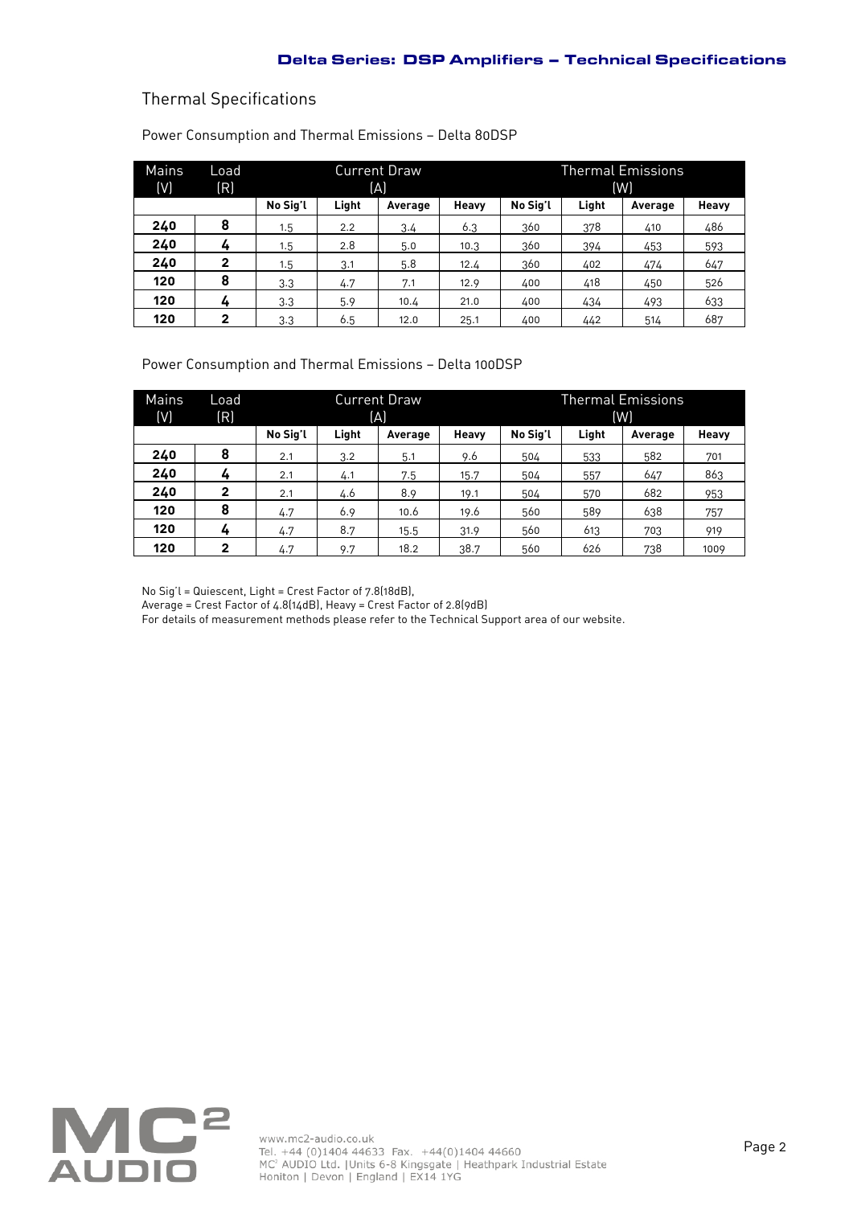## Thermal Specifications

Power Consumption and Thermal Emissions – Delta 80DSP

| Mains (V) | Load (R) | Current Draw (A) | | | | Thermal Emissions (W) | | | |
|---|---|---|---|---|---|---|---|---|---|
| | | **No Sig'l** | **Light** | **Average** | **Heavy** | **No Sig'l** | **Light** | **Average** | **Heavy** |
| **240** | **8** | 1.5 | 2.2 | 3.4 | 6.3 | 360 | 378 | 410 | 486 |
| **240** | **4** | 1.5 | 2.8 | 5.0 | 10.3 | 360 | 394 | 453 | 593 |
| **240** | **2** | 1.5 | 3.1 | 5.8 | 12.4 | 360 | 402 | 474 | 647 |
| **120** | **8** | 3.3 | 4.7 | 7.1 | 12.9 | 400 | 418 | 450 | 526 |
| **120** | **4** | 3.3 | 5.9 | 10.4 | 21.0 | 400 | 434 | 493 | 633 |
| **120** | **2** | 3.3 | 6.5 | 12.0 | 25.1 | 400 | 442 | 514 | 687 |

Power Consumption and Thermal Emissions – Delta 100DSP

| Mains (V) | Load (R) | Current Draw (A) | | | | Thermal Emissions (W) | | | |
|---|---|---|---|---|---|---|---|---|---|
| | | **No Sig'l** | **Light** | **Average** | **Heavy** | **No Sig'l** | **Light** | **Average** | **Heavy** |
| **240** | **8** | 2.1 | 3.2 | 5.1 | 9.6 | 504 | 533 | 582 | 701 |
| **240** | **4** | 2.1 | 4.1 | 7.5 | 15.7 | 504 | 557 | 647 | 863 |
| **240** | **2** | 2.1 | 4.6 | 8.9 | 19.1 | 504 | 570 | 682 | 953 |
| **120** | **8** | 4.7 | 6.9 | 10.6 | 19.6 | 560 | 589 | 638 | 757 |
| **120** | **4** | 4.7 | 8.7 | 15.5 | 31.9 | 560 | 613 | 703 | 919 |
| **120** | **2** | 4.7 | 9.7 | 18.2 | 38.7 | 560 | 626 | 738 | 1009 |

No Sig'l = Quiescent, Light = Crest Factor of 7.8(18dB),
Average = Crest Factor of 4.8(14dB), Heavy = Crest Factor of 2.8(9dB)
For details of measurement methods please refer to the Technical Support area of our website.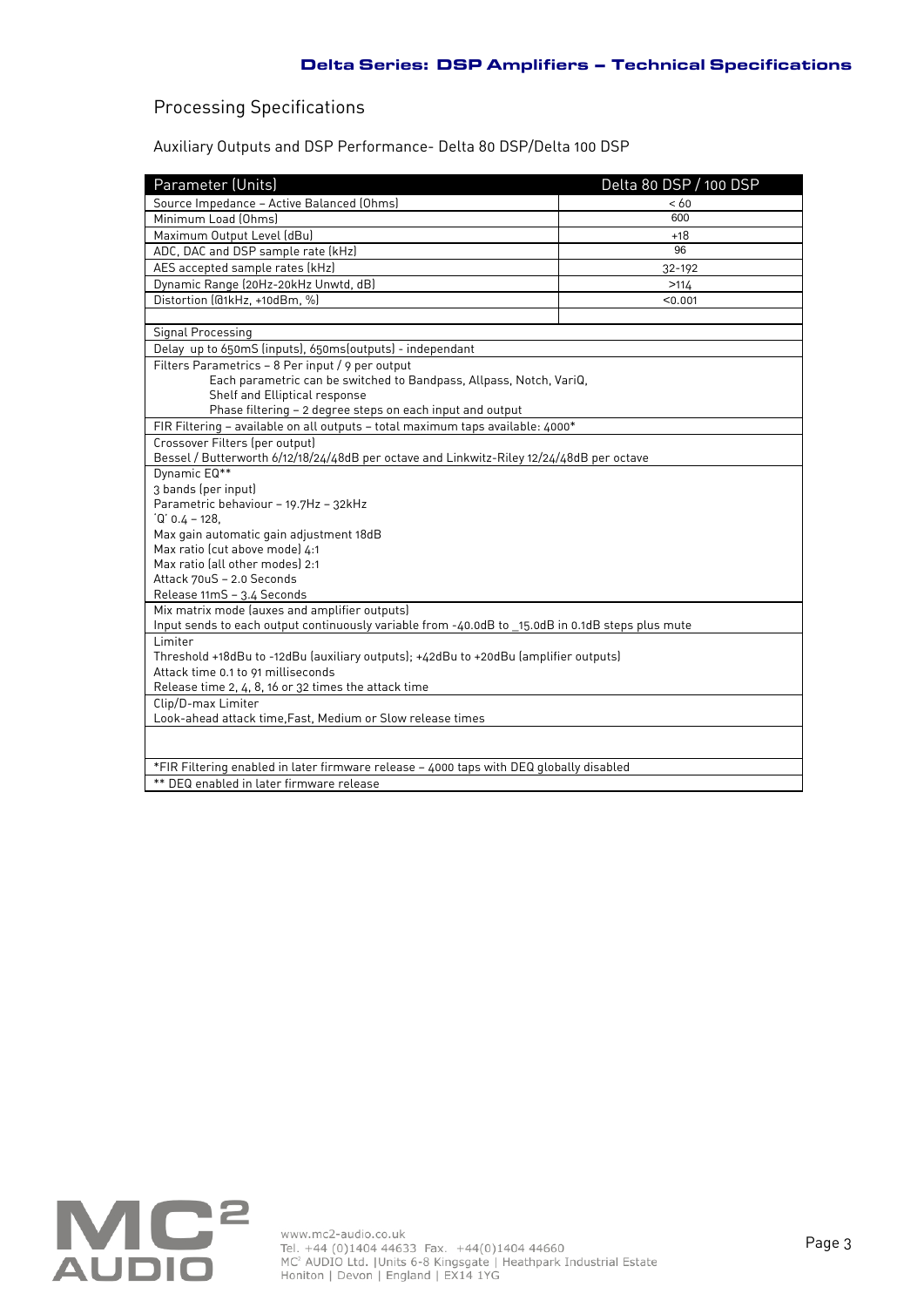## Processing Specifications

Auxiliary Outputs and DSP Performance- Delta 80 DSP/Delta 100 DSP

| Parameter (Units) | Delta 80 DSP / 100 DSP |
|---|---|
| Source Impedance – Active Balanced (Ohms) | < 60 |
| Minimum Load (Ohms) | 600 |
| Maximum Output Level (dBu) | +18 |
| ADC, DAC and DSP sample rate (kHz) | 96 |
| AES accepted sample rates (kHz) | 32-192 |
| Dynamic Range (20Hz-20kHz Unwtd, dB) | >114 |
| Distortion (@1kHz, +10dBm, %) | <0.001 |
| | |
| Signal Processing | |
| Delay up to 650mS (inputs), 650ms(outputs) - independant | |
| Filters Parametrics – 8 Per input / 9 per output<br>Each parametric can be switched to Bandpass, Allpass, Notch, VariQ, Shelf and Elliptical response<br>Phase filtering – 2 degree steps on each input and output | |
| FIR Filtering – available on all outputs – total maximum taps available: 4000* | |
| Crossover Filters (per output)<br>Bessel / Butterworth 6/12/18/24/48dB per octave and Linkwitz-Riley 12/24/48dB per octave | |
| Dynamic EQ**<br>3 bands (per input)<br>Parametric behaviour – 19.7Hz – 32kHz<br>'Q' 0.4 – 128,<br>Max gain automatic gain adjustment 18dB<br>Max ratio (cut above mode) 4:1<br>Max ratio (all other modes) 2:1<br>Attack 70uS – 2.0 Seconds<br>Release 11mS – 3.4 Seconds | |
| Mix matrix mode (auxes and amplifier outputs)<br>Input sends to each output continuously variable from -40.0dB to _15.0dB in 0.1dB steps plus mute | |
| Limiter<br>Threshold +18dBu to -12dBu (auxiliary outputs); +42dBu to +20dBu (amplifier outputs)<br>Attack time 0.1 to 91 milliseconds<br>Release time 2, 4, 8, 16 or 32 times the attack time | |
| Clip/D-max Limiter<br>Look-ahead attack time,Fast, Medium or Slow release times | |
| | |
| *FIR Filtering enabled in later firmware release – 4000 taps with DEQ globally disabled | |
| ** DEQ enabled in later firmware release | |

www.mc2-audio.co.uk
Tel. +44 (0)1404 44633 Fax. +44(0)1404 44660
MC² AUDIO Ltd. |Units 6-8 Kingsgate | Heathpark Industrial Estate
Honiton | Devon | England | EX14 1YG